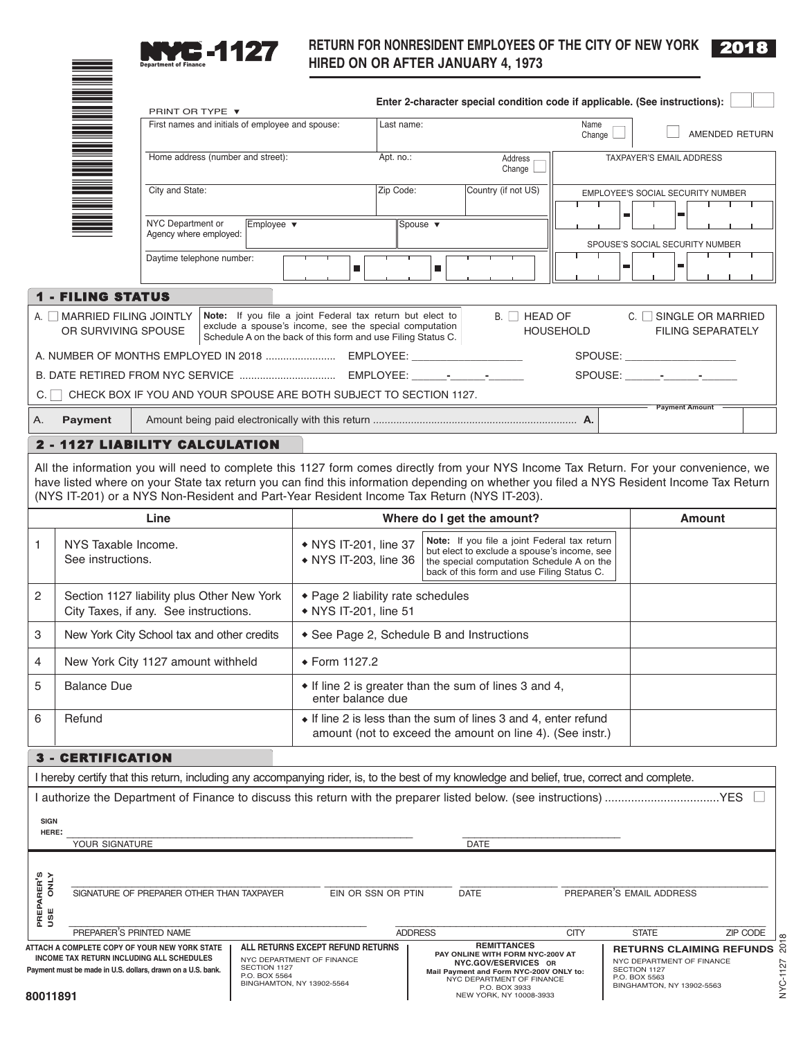# NYC-1127

Department of Finance

## RETURN FOR NONRESIDENT EMPLOYEES OF THE CITY OF NEW YORK HIRED ON OR AFTER JANUARY 4, 1973

**2018**

**Enter 2-character special condition code if applicable. (See instructions):** ☐☐

PRINT OR TYPE ▼

| First names and initials of employee and spouse: | Last name: | Name Change ☐ | ☐ AMENDED RETURN |
|---|---|---|---|
| Home address (number and street): | Apt. no.: | Address Change ☐ | TAXPAYER'S EMAIL ADDRESS |
| City and State: | Zip Code: | Country (if not US) | EMPLOYEE'S SOCIAL SECURITY NUMBER |
| NYC Department or Agency where employed: | Employee ▼ | Spouse ▼ | SPOUSE'S SOCIAL SECURITY NUMBER |
| Daytime telephone number: | | | |

## 1 - FILING STATUS

A. ☐ MARRIED FILING JOINTLY OR SURVIVING SPOUSE

**Note:** If you file a joint Federal tax return but elect to exclude a spouse's income, see the special computation Schedule A on the back of this form and use Filing Status C.

B. ☐ HEAD OF HOUSEHOLD

C. ☐ SINGLE OR MARRIED FILING SEPARATELY

A. NUMBER OF MONTHS EMPLOYED IN 2018 ........................ EMPLOYEE: ____________ SPOUSE: ____________

B. DATE RETIRED FROM NYC SERVICE ................................ EMPLOYEE: ___-___-___ SPOUSE: ___-___-___

C. ☐ CHECK BOX IF YOU AND YOUR SPOUSE ARE BOTH SUBJECT TO SECTION 1127.

| A. | **Payment** | Amount being paid electronically with this return .................................................................... **A.** | Payment Amount |
|---|---|---|---|

## 2 - 1127 LIABILITY CALCULATION

All the information you will need to complete this 1127 form comes directly from your NYS Income Tax Return. For your convenience, we have listed where on your State tax return you can find this information depending on whether you filed a NYS Resident Income Tax Return (NYS IT-201) or a NYS Non-Resident and Part-Year Resident Income Tax Return (NYS IT-203).

| | Line | Where do I get the amount? | Amount |
|---|---|---|---|
| 1 | NYS Taxable Income. See instructions. | ◆ NYS IT-201, line 37<br>◆ NYS IT-203, line 36<br>**Note:** If you file a joint Federal tax return but elect to exclude a spouse's income, see the special computation Schedule A on the back of this form and use Filing Status C. | |
| 2 | Section 1127 liability plus Other New York City Taxes, if any. See instructions. | ◆ Page 2 liability rate schedules<br>◆ NYS IT-201, line 51 | |
| 3 | New York City School tax and other credits | ◆ See Page 2, Schedule B and Instructions | |
| 4 | New York City 1127 amount withheld | ◆ Form 1127.2 | |
| 5 | Balance Due | ◆ If line 2 is greater than the sum of lines 3 and 4, enter balance due | |
| 6 | Refund | ◆ If line 2 is less than the sum of lines 3 and 4, enter refund amount (not to exceed the amount on line 4). (See instr.) | |

## 3 - CERTIFICATION

I hereby certify that this return, including any accompanying rider, is, to the best of my knowledge and belief, true, correct and complete.

I authorize the Department of Finance to discuss this return with the preparer listed below. (see instructions) ..................................YES ☐

SIGN HERE: ______________________________ YOUR SIGNATURE ______________ DATE

PREPARER'S USE ONLY

______________________ SIGNATURE OF PREPARER OTHER THAN TAXPAYER ______________ EIN OR SSN OR PTIN ______________ DATE ______________ PREPARER'S EMAIL ADDRESS

______________________ PREPARER'S PRINTED NAME ______________ ADDRESS ______________ CITY ______________ STATE ______________ ZIP CODE

**ATTACH A COMPLETE COPY OF YOUR NEW YORK STATE INCOME TAX RETURN INCLUDING ALL SCHEDULES**

**Payment must be made in U.S. dollars, drawn on a U.S. bank.**

**ALL RETURNS EXCEPT REFUND RETURNS**
NYC DEPARTMENT OF FINANCE
SECTION 1127
P.O. BOX 5564
BINGHAMTON, NY 13902-5564

**REMITTANCES**
**PAY ONLINE WITH FORM NYC-200V AT NYC.GOV/ESERVICES OR**
**Mail Payment and Form NYC-200V ONLY to:**
NYC DEPARTMENT OF FINANCE
P.O. BOX 3933
NEW YORK, NY 10008-3933

**RETURNS CLAIMING REFUNDS**
NYC DEPARTMENT OF FINANCE
SECTION 1127
P.O. BOX 5563
BINGHAMTON, NY 13902-5563

80011891

NYC-1127 2018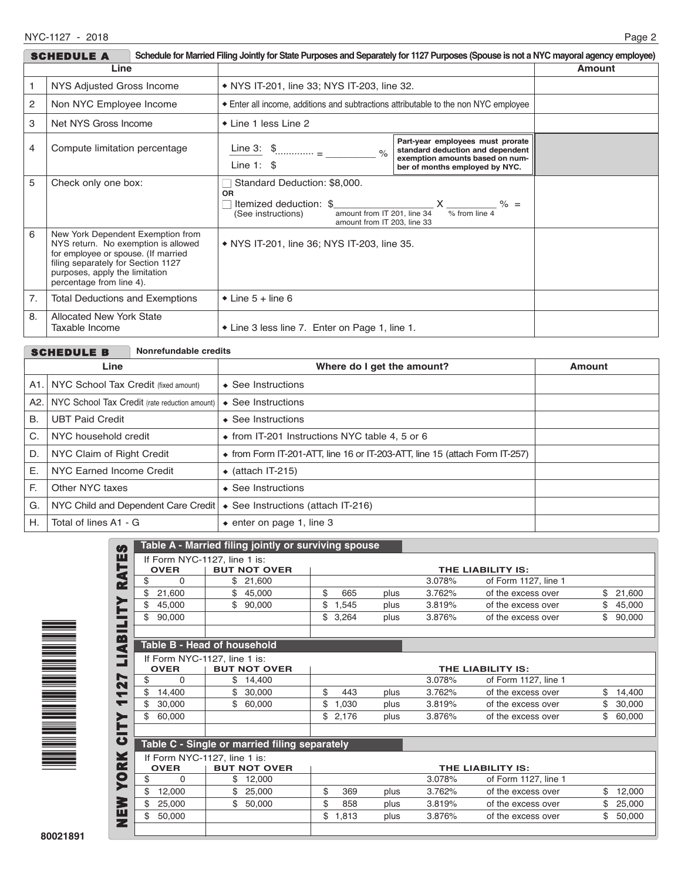## SCHEDULE A — Schedule for Married Filing Jointly for State Purposes and Separately for 1127 Purposes (Spouse is not a NYC mayoral agency employee)

| | Line | | Amount |
|---|---|---|---|
| 1 | NYS Adjusted Gross Income | ◆ NYS IT-201, line 33; NYS IT-203, line 32. | |
| 2 | Non NYC Employee Income | ◆ Enter all income, additions and subtractions attributable to the non NYC employee | |
| 3 | Net NYS Gross Income | ◆ Line 1 less Line 2 | |
| 4 | Compute limitation percentage | Line 3: \$............ / Line 1: \$ = _________ % — Part-year employees must prorate standard deduction and dependent exemption amounts based on number of months employed by NYC. | |
| 5 | Check only one box: | ☐ Standard Deduction: \$8,000. OR ☐ Itemized deduction: \$_________ (amount from IT 201, line 34; amount from IT 203, line 33) X _________ % (% from line 4) = (See instructions) | |
| 6 | New York Dependent Exemption from NYS return. No exemption is allowed for employee or spouse. (If married filing separately for Section 1127 purposes, apply the limitation percentage from line 4). | ◆ NYS IT-201, line 36; NYS IT-203, line 35. | |
| 7. | Total Deductions and Exemptions | ◆ Line 5 + line 6 | |
| 8. | Allocated New York State Taxable Income | ◆ Line 3 less line 7. Enter on Page 1, line 1. | |

## SCHEDULE B — Nonrefundable credits

| | Line | Where do I get the amount? | Amount |
|---|---|---|---|
| A1. | NYC School Tax Credit (fixed amount) | ◆ See Instructions | |
| A2. | NYC School Tax Credit (rate reduction amount) | ◆ See Instructions | |
| B. | UBT Paid Credit | ◆ See Instructions | |
| C. | NYC household credit | ◆ from IT-201 Instructions NYC table 4, 5 or 6 | |
| D. | NYC Claim of Right Credit | ◆ from Form IT-201-ATT, line 16 or IT-203-ATT, line 15 (attach Form IT-257) | |
| E. | NYC Earned Income Credit | ◆ (attach IT-215) | |
| F. | Other NYC taxes | ◆ See Instructions | |
| G. | NYC Child and Dependent Care Credit | ◆ See Instructions (attach IT-216) | |
| H. | Total of lines A1 - G | ◆ enter on page 1, line 3 | |

## NEW YORK CITY 1127 LIABILITY RATES

### Table A - Married filing jointly or surviving spouse

| If Form NYC-1127, line 1 is: OVER | BUT NOT OVER | THE LIABILITY IS: | | | | |
|---|---|---|---|---|---|---|
| \$ 0 | \$ 21,600 | | | 3.078% | of Form 1127, line 1 | |
| \$ 21,600 | \$ 45,000 | \$ 665 | plus | 3.762% | of the excess over | \$ 21,600 |
| \$ 45,000 | \$ 90,000 | \$ 1,545 | plus | 3.819% | of the excess over | \$ 45,000 |
| \$ 90,000 | | \$ 3,264 | plus | 3.876% | of the excess over | \$ 90,000 |

### Table B - Head of household

| If Form NYC-1127, line 1 is: OVER | BUT NOT OVER | THE LIABILITY IS: | | | | |
|---|---|---|---|---|---|---|
| \$ 0 | \$ 14,400 | | | 3.078% | of Form 1127, line 1 | |
| \$ 14,400 | \$ 30,000 | \$ 443 | plus | 3.762% | of the excess over | \$ 14,400 |
| \$ 30,000 | \$ 60,000 | \$ 1,030 | plus | 3.819% | of the excess over | \$ 30,000 |
| \$ 60,000 | | \$ 2,176 | plus | 3.876% | of the excess over | \$ 60,000 |

### Table C - Single or married filing separately

| If Form NYC-1127, line 1 is: OVER | BUT NOT OVER | THE LIABILITY IS: | | | | |
|---|---|---|---|---|---|---|
| \$ 0 | \$ 12,000 | | | 3.078% | of Form 1127, line 1 | |
| \$ 12,000 | \$ 25,000 | \$ 369 | plus | 3.762% | of the excess over | \$ 12,000 |
| \$ 25,000 | \$ 50,000 | \$ 858 | plus | 3.819% | of the excess over | \$ 25,000 |
| \$ 50,000 | | \$ 1,813 | plus | 3.876% | of the excess over | \$ 50,000 |

80021891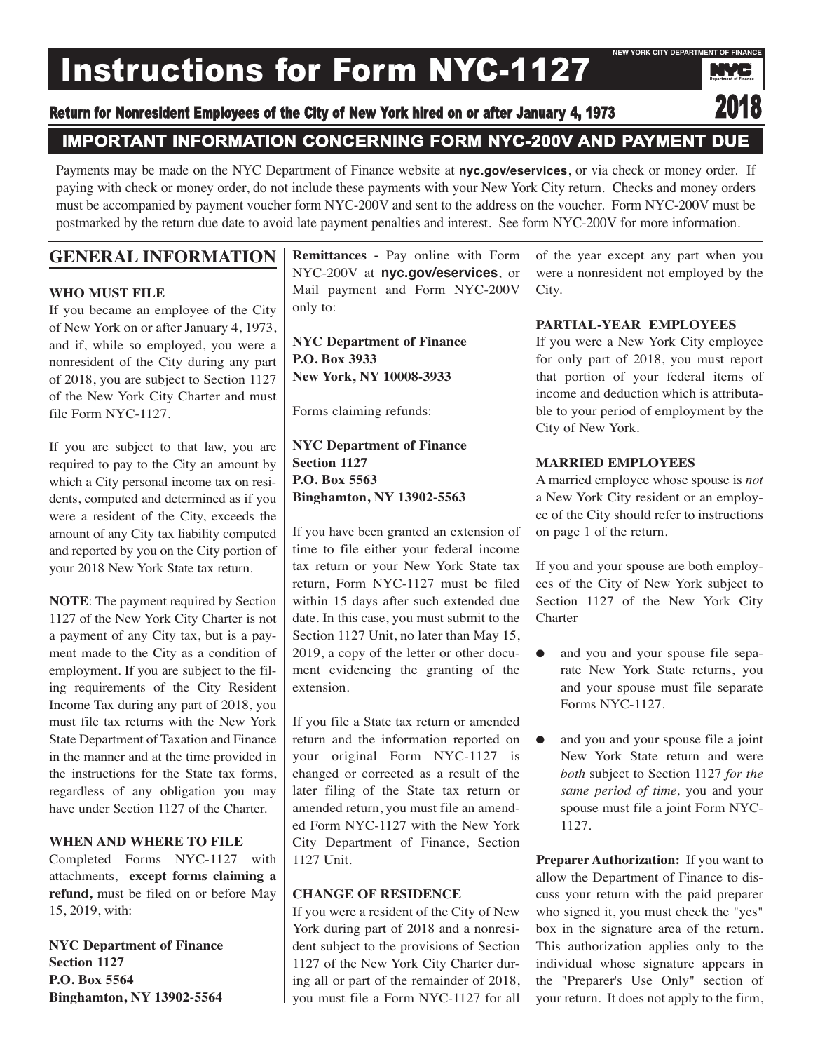# Instructions for Form NYC-1127

NEW YORK CITY DEPARTMENT OF FINANCE

## Return for Nonresident Employees of the City of New York hired on or after January 4, 1973

2018

## IMPORTANT INFORMATION CONCERNING FORM NYC-200V AND PAYMENT DUE

Payments may be made on the NYC Department of Finance website at **nyc.gov/eservices**, or via check or money order. If paying with check or money order, do not include these payments with your New York City return. Checks and money orders must be accompanied by payment voucher form NYC-200V and sent to the address on the voucher. Form NYC-200V must be postmarked by the return due date to avoid late payment penalties and interest. See form NYC-200V for more information.

## GENERAL INFORMATION

**WHO MUST FILE**

If you became an employee of the City of New York on or after January 4, 1973, and if, while so employed, you were a nonresident of the City during any part of 2018, you are subject to Section 1127 of the New York City Charter and must file Form NYC-1127.

If you are subject to that law, you are required to pay to the City an amount by which a City personal income tax on residents, computed and determined as if you were a resident of the City, exceeds the amount of any City tax liability computed and reported by you on the City portion of your 2018 New York State tax return.

**NOTE**: The payment required by Section 1127 of the New York City Charter is not a payment of any City tax, but is a payment made to the City as a condition of employment. If you are subject to the filing requirements of the City Resident Income Tax during any part of 2018, you must file tax returns with the New York State Department of Taxation and Finance in the manner and at the time provided in the instructions for the State tax forms, regardless of any obligation you may have under Section 1127 of the Charter.

**WHEN AND WHERE TO FILE**

Completed Forms NYC-1127 with attachments, **except forms claiming a refund,** must be filed on or before May 15, 2019, with:

**NYC Department of Finance**
**Section 1127**
**P.O. Box 5564**
**Binghamton, NY 13902-5564**

**Remittances -** Pay online with Form NYC-200V at **nyc.gov/eservices**, or Mail payment and Form NYC-200V only to:

**NYC Department of Finance**
**P.O. Box 3933**
**New York, NY 10008-3933**

Forms claiming refunds:

**NYC Department of Finance**
**Section 1127**
**P.O. Box 5563**
**Binghamton, NY 13902-5563**

If you have been granted an extension of time to file either your federal income tax return or your New York State tax return, Form NYC-1127 must be filed within 15 days after such extended due date. In this case, you must submit to the Section 1127 Unit, no later than May 15, 2019, a copy of the letter or other document evidencing the granting of the extension.

If you file a State tax return or amended return and the information reported on your original Form NYC-1127 is changed or corrected as a result of the later filing of the State tax return or amended return, you must file an amended Form NYC-1127 with the New York City Department of Finance, Section 1127 Unit.

**CHANGE OF RESIDENCE**

If you were a resident of the City of New York during part of 2018 and a nonresident subject to the provisions of Section 1127 of the New York City Charter during all or part of the remainder of 2018, you must file a Form NYC-1127 for all of the year except any part when you were a nonresident not employed by the City.

**PARTIAL-YEAR EMPLOYEES**

If you were a New York City employee for only part of 2018, you must report that portion of your federal items of income and deduction which is attributable to your period of employment by the City of New York.

**MARRIED EMPLOYEES**

A married employee whose spouse is *not* a New York City resident or an employee of the City should refer to instructions on page 1 of the return.

If you and your spouse are both employees of the City of New York subject to Section 1127 of the New York City Charter

- and you and your spouse file separate New York State returns, you and your spouse must file separate Forms NYC-1127.
- and you and your spouse file a joint New York State return and were *both* subject to Section 1127 *for the same period of time,* you and your spouse must file a joint Form NYC-1127.

**Preparer Authorization:** If you want to allow the Department of Finance to discuss your return with the paid preparer who signed it, you must check the "yes" box in the signature area of the return. This authorization applies only to the individual whose signature appears in the "Preparer's Use Only" section of your return. It does not apply to the firm,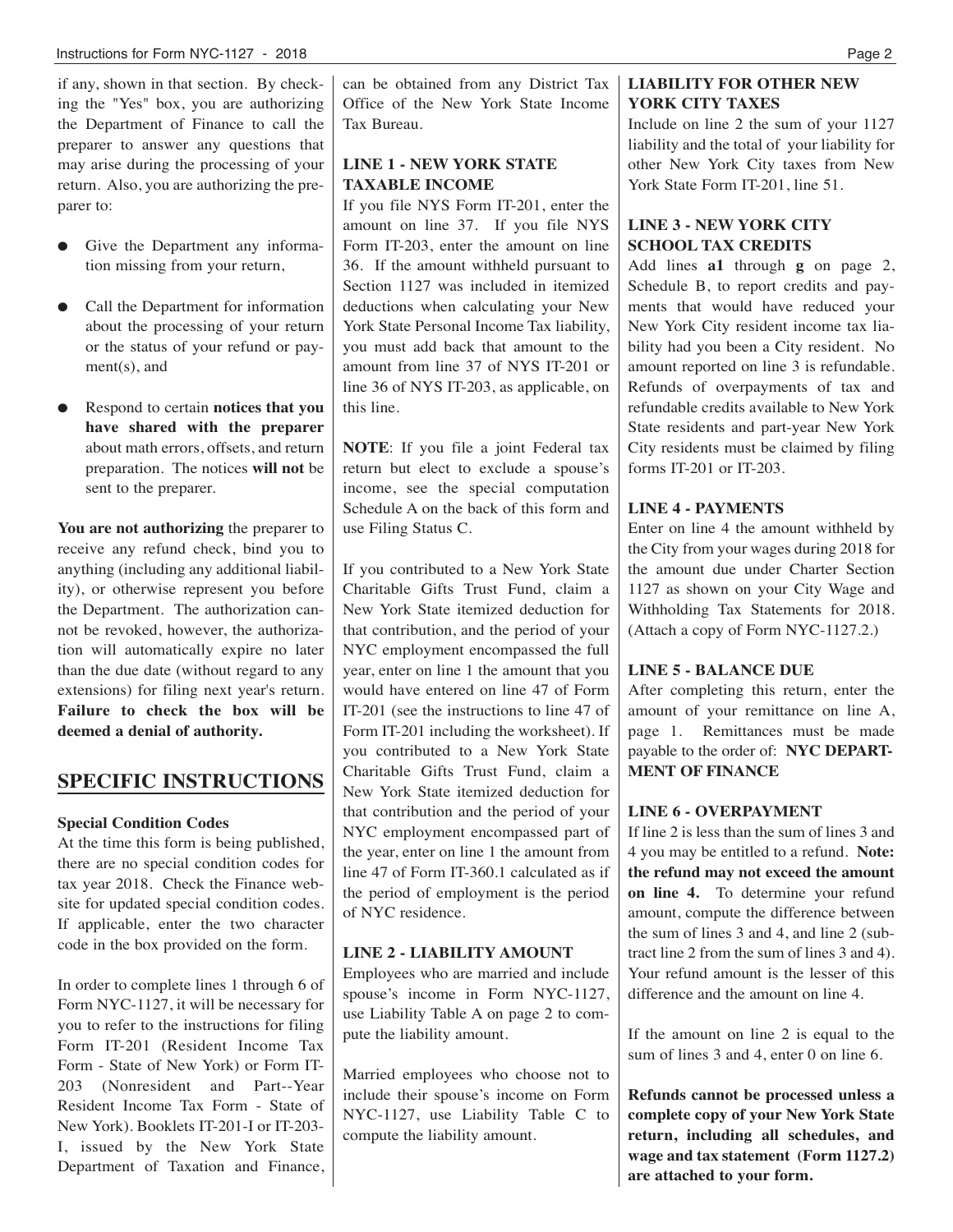if any, shown in that section. By checking the "Yes" box, you are authorizing the Department of Finance to call the preparer to answer any questions that may arise during the processing of your return. Also, you are authorizing the preparer to:

- Give the Department any information missing from your return,
- Call the Department for information about the processing of your return or the status of your refund or payment(s), and
- Respond to certain **notices that you have shared with the preparer** about math errors, offsets, and return preparation. The notices **will not** be sent to the preparer.

**You are not authorizing** the preparer to receive any refund check, bind you to anything (including any additional liability), or otherwise represent you before the Department. The authorization cannot be revoked, however, the authorization will automatically expire no later than the due date (without regard to any extensions) for filing next year's return. **Failure to check the box will be deemed a denial of authority.**

## SPECIFIC INSTRUCTIONS

**Special Condition Codes**

At the time this form is being published, there are no special condition codes for tax year 2018. Check the Finance website for updated special condition codes. If applicable, enter the two character code in the box provided on the form.

In order to complete lines 1 through 6 of Form NYC-1127, it will be necessary for you to refer to the instructions for filing Form IT-201 (Resident Income Tax Form - State of New York) or Form IT-203 (Nonresident and Part--Year Resident Income Tax Form - State of New York). Booklets IT-201-I or IT-203-I, issued by the New York State Department of Taxation and Finance, can be obtained from any District Tax Office of the New York State Income Tax Bureau.

### LINE 1 - NEW YORK STATE TAXABLE INCOME

If you file NYS Form IT-201, enter the amount on line 37. If you file NYS Form IT-203, enter the amount on line 36. If the amount withheld pursuant to Section 1127 was included in itemized deductions when calculating your New York State Personal Income Tax liability, you must add back that amount to the amount from line 37 of NYS IT-201 or line 36 of NYS IT-203, as applicable, on this line.

**NOTE**: If you file a joint Federal tax return but elect to exclude a spouse's income, see the special computation Schedule A on the back of this form and use Filing Status C.

If you contributed to a New York State Charitable Gifts Trust Fund, claim a New York State itemized deduction for that contribution, and the period of your NYC employment encompassed the full year, enter on line 1 the amount that you would have entered on line 47 of Form IT-201 (see the instructions to line 47 of Form IT-201 including the worksheet). If you contributed to a New York State Charitable Gifts Trust Fund, claim a New York State itemized deduction for that contribution and the period of your NYC employment encompassed part of the year, enter on line 1 the amount from line 47 of Form IT-360.1 calculated as if the period of employment is the period of NYC residence.

### LINE 2 - LIABILITY AMOUNT

Employees who are married and include spouse's income in Form NYC-1127, use Liability Table A on page 2 to compute the liability amount.

Married employees who choose not to include their spouse's income on Form NYC-1127, use Liability Table C to compute the liability amount.

### LIABILITY FOR OTHER NEW YORK CITY TAXES

Include on line 2 the sum of your 1127 liability and the total of your liability for other New York City taxes from New York State Form IT-201, line 51.

### LINE 3 - NEW YORK CITY SCHOOL TAX CREDITS

Add lines **a1** through **g** on page 2, Schedule B, to report credits and payments that would have reduced your New York City resident income tax liability had you been a City resident. No amount reported on line 3 is refundable. Refunds of overpayments of tax and refundable credits available to New York State residents and part-year New York City residents must be claimed by filing forms IT-201 or IT-203.

### LINE 4 - PAYMENTS

Enter on line 4 the amount withheld by the City from your wages during 2018 for the amount due under Charter Section 1127 as shown on your City Wage and Withholding Tax Statements for 2018. (Attach a copy of Form NYC-1127.2.)

### LINE 5 - BALANCE DUE

After completing this return, enter the amount of your remittance on line A, page 1. Remittances must be made payable to the order of: **NYC DEPARTMENT OF FINANCE**

### LINE 6 - OVERPAYMENT

If line 2 is less than the sum of lines 3 and 4 you may be entitled to a refund. **Note: the refund may not exceed the amount on line 4.** To determine your refund amount, compute the difference between the sum of lines 3 and 4, and line 2 (subtract line 2 from the sum of lines 3 and 4). Your refund amount is the lesser of this difference and the amount on line 4.

If the amount on line 2 is equal to the sum of lines 3 and 4, enter 0 on line 6.

**Refunds cannot be processed unless a complete copy of your New York State return, including all schedules, and wage and tax statement (Form 1127.2) are attached to your form.**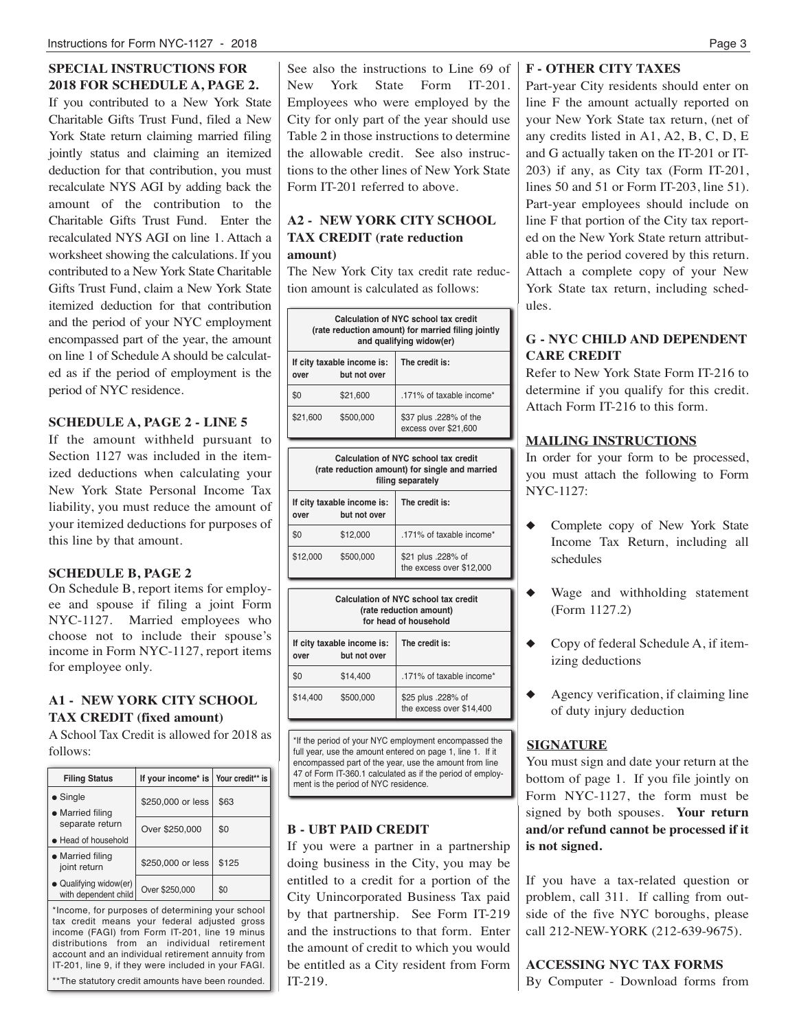**SPECIAL INSTRUCTIONS FOR 2018 FOR SCHEDULE A, PAGE 2.**

If you contributed to a New York State Charitable Gifts Trust Fund, filed a New York State return claiming married filing jointly status and claiming an itemized deduction for that contribution, you must recalculate NYS AGI by adding back the amount of the contribution to the Charitable Gifts Trust Fund. Enter the recalculated NYS AGI on line 1. Attach a worksheet showing the calculations. If you contributed to a New York State Charitable Gifts Trust Fund, claim a New York State itemized deduction for that contribution and the period of your NYC employment encompassed part of the year, the amount on line 1 of Schedule A should be calculated as if the period of employment is the period of NYC residence.

**SCHEDULE A, PAGE 2 - LINE 5**

If the amount withheld pursuant to Section 1127 was included in the itemized deductions when calculating your New York State Personal Income Tax liability, you must reduce the amount of your itemized deductions for purposes of this line by that amount.

**SCHEDULE B, PAGE 2**

On Schedule B, report items for employee and spouse if filing a joint Form NYC-1127. Married employees who choose not to include their spouse's income in Form NYC-1127, report items for employee only.

**A1 - NEW YORK CITY SCHOOL TAX CREDIT (fixed amount)**

A School Tax Credit is allowed for 2018 as follows:

| Filing Status | If your income* is | Your credit** is |
|---|---|---|
| • Single<br>• Married filing separate return<br>• Head of household | $250,000 or less | $63 |
| | Over $250,000 | $0 |
| • Married filing joint return<br>• Qualifying widow(er) with dependent child | $250,000 or less | $125 |
| | Over $250,000 | $0 |

*Income, for purposes of determining your school tax credit means your federal adjusted gross income (FAGI) from Form IT-201, line 19 minus distributions from an individual retirement account and an individual retirement annuity from IT-201, line 9, if they were included in your FAGI.

**The statutory credit amounts have been rounded.

See also the instructions to Line 69 of New York State Form IT-201. Employees who were employed by the City for only part of the year should use Table 2 in those instructions to determine the allowable credit. See also instructions to the other lines of New York State Form IT-201 referred to above.

**A2 - NEW YORK CITY SCHOOL TAX CREDIT (rate reduction amount)**

The New York City tax credit rate reduction amount is calculated as follows:

**Calculation of NYC school tax credit (rate reduction amount) for married filing jointly and qualifying widow(er)**

| If city taxable income is: over | but not over | The credit is: |
|---|---|---|
| $0 | $21,600 | .171% of taxable income* |
| $21,600 | $500,000 | $37 plus .228% of the excess over $21,600 |

**Calculation of NYC school tax credit (rate reduction amount) for single and married filing separately**

| If city taxable income is: over | but not over | The credit is: |
|---|---|---|
| $0 | $12,000 | .171% of taxable income* |
| $12,000 | $500,000 | $21 plus .228% of the excess over $12,000 |

**Calculation of NYC school tax credit (rate reduction amount) for head of household**

| If city taxable income is: over | but not over | The credit is: |
|---|---|---|
| $0 | $14,400 | .171% of taxable income* |
| $14,400 | $500,000 | $25 plus .228% of the excess over $14,400 |

*If the period of your NYC employment encompassed the full year, use the amount entered on page 1, line 1. If it encompassed part of the year, use the amount from line 47 of Form IT-360.1 calculated as if the period of employment is the period of NYC residence.

**B - UBT PAID CREDIT**

If you were a partner in a partnership doing business in the City, you may be entitled to a credit for a portion of the City Unincorporated Business Tax paid by that partnership. See Form IT-219 and the instructions to that form. Enter the amount of credit to which you would be entitled as a City resident from Form IT-219.

**F - OTHER CITY TAXES**

Part-year City residents should enter on line F the amount actually reported on your New York State tax return, (net of any credits listed in A1, A2, B, C, D, E and G actually taken on the IT-201 or IT-203) if any, as City tax (Form IT-201, lines 50 and 51 or Form IT-203, line 51). Part-year employees should include on line F that portion of the City tax reported on the New York State return attributable to the period covered by this return. Attach a complete copy of your New York State tax return, including schedules.

**G - NYC CHILD AND DEPENDENT CARE CREDIT**

Refer to New York State Form IT-216 to determine if you qualify for this credit. Attach Form IT-216 to this form.

**MAILING INSTRUCTIONS**

In order for your form to be processed, you must attach the following to Form NYC-1127:

- Complete copy of New York State Income Tax Return, including all schedules
- Wage and withholding statement (Form 1127.2)
- Copy of federal Schedule A, if itemizing deductions
- Agency verification, if claiming line of duty injury deduction

**SIGNATURE**

You must sign and date your return at the bottom of page 1. If you file jointly on Form NYC-1127, the form must be signed by both spouses. **Your return and/or refund cannot be processed if it is not signed.**

If you have a tax-related question or problem, call 311. If calling from outside of the five NYC boroughs, please call 212-NEW-YORK (212-639-9675).

**ACCESSING NYC TAX FORMS**

By Computer - Download forms from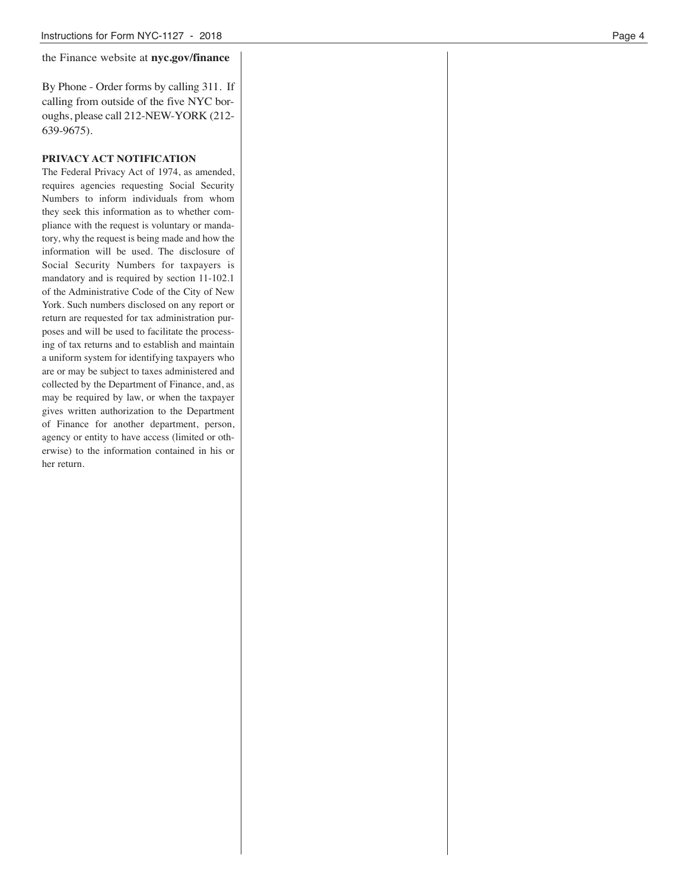the Finance website at **nyc.gov/finance**

By Phone - Order forms by calling 311. If calling from outside of the five NYC boroughs, please call 212-NEW-YORK (212-639-9675).

**PRIVACY ACT NOTIFICATION**

The Federal Privacy Act of 1974, as amended, requires agencies requesting Social Security Numbers to inform individuals from whom they seek this information as to whether compliance with the request is voluntary or mandatory, why the request is being made and how the information will be used. The disclosure of Social Security Numbers for taxpayers is mandatory and is required by section 11-102.1 of the Administrative Code of the City of New York. Such numbers disclosed on any report or return are requested for tax administration purposes and will be used to facilitate the processing of tax returns and to establish and maintain a uniform system for identifying taxpayers who are or may be subject to taxes administered and collected by the Department of Finance, and, as may be required by law, or when the taxpayer gives written authorization to the Department of Finance for another department, person, agency or entity to have access (limited or otherwise) to the information contained in his or her return.